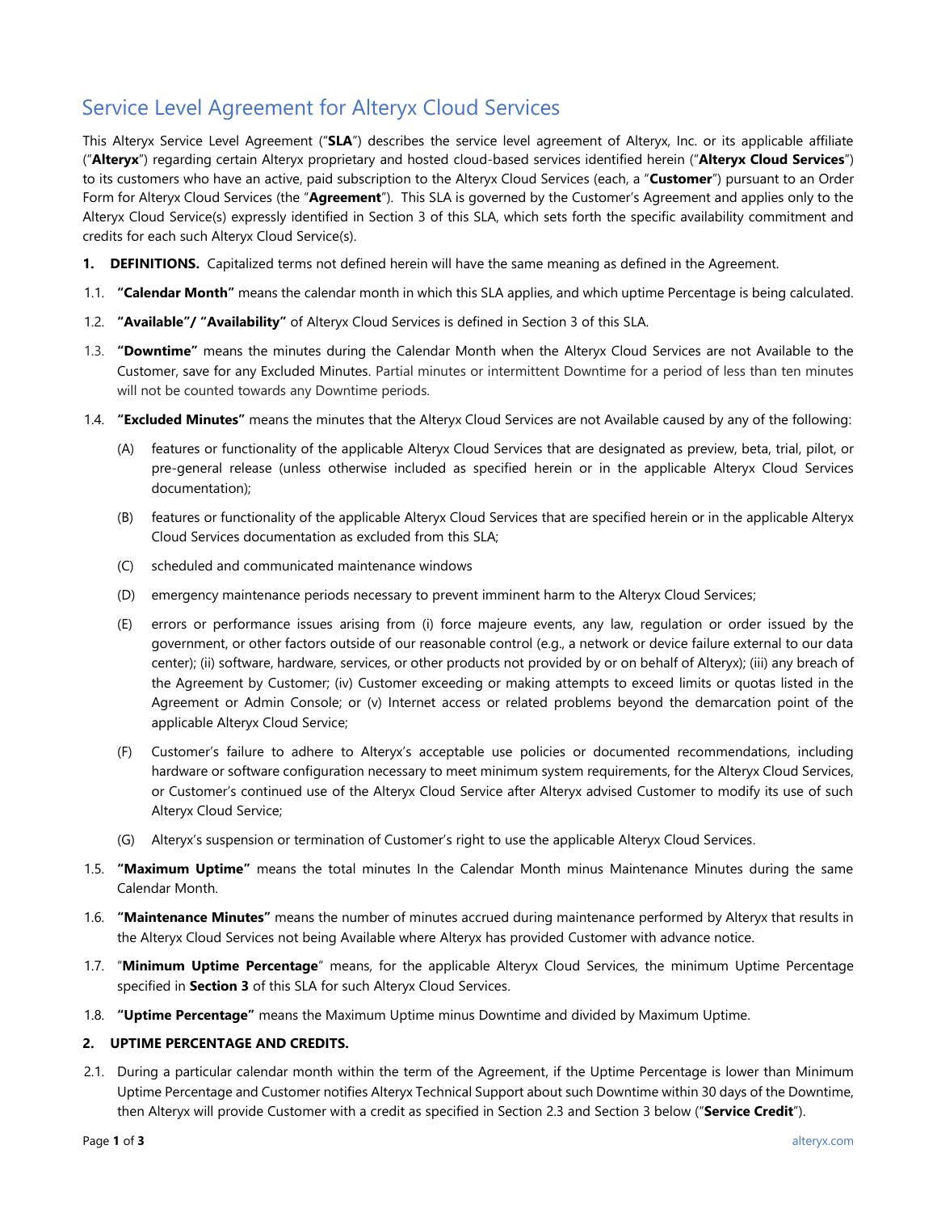# Service Level Agreement for Alteryx Cloud Services

This Alteryx Service Level Agreement ("**SLA**") describes the service level agreement of Alteryx, Inc. or its applicable affiliate ("**Alteryx**") regarding certain Alteryx proprietary and hosted cloud-based services identified herein ("**Alteryx Cloud Services**") to its customers who have an active, paid subscription to the Alteryx Cloud Services (each, a "**Customer**") pursuant to an Order Form for Alteryx Cloud Services (the "**Agreement**"). This SLA is governed by the Customer's Agreement and applies only to the Alteryx Cloud Service(s) expressly identified in Section 3 of this SLA, which sets forth the specific availability commitment and credits for each such Alteryx Cloud Service(s).

**1. DEFINITIONS.** Capitalized terms not defined herein will have the same meaning as defined in the Agreement.

1.1. **"Calendar Month"** means the calendar month in which this SLA applies, and which uptime Percentage is being calculated.

1.2. **"Available"/ "Availability"** of Alteryx Cloud Services is defined in Section 3 of this SLA.

1.3. **"Downtime"** means the minutes during the Calendar Month when the Alteryx Cloud Services are not Available to the Customer, save for any Excluded Minutes. Partial minutes or intermittent Downtime for a period of less than ten minutes will not be counted towards any Downtime periods.

1.4. **"Excluded Minutes"** means the minutes that the Alteryx Cloud Services are not Available caused by any of the following:

(A) features or functionality of the applicable Alteryx Cloud Services that are designated as preview, beta, trial, pilot, or pre-general release (unless otherwise included as specified herein or in the applicable Alteryx Cloud Services documentation);

(B) features or functionality of the applicable Alteryx Cloud Services that are specified herein or in the applicable Alteryx Cloud Services documentation as excluded from this SLA;

(C) scheduled and communicated maintenance windows

(D) emergency maintenance periods necessary to prevent imminent harm to the Alteryx Cloud Services;

(E) errors or performance issues arising from (i) force majeure events, any law, regulation or order issued by the government, or other factors outside of our reasonable control (e.g., a network or device failure external to our data center); (ii) software, hardware, services, or other products not provided by or on behalf of Alteryx); (iii) any breach of the Agreement by Customer; (iv) Customer exceeding or making attempts to exceed limits or quotas listed in the Agreement or Admin Console; or (v) Internet access or related problems beyond the demarcation point of the applicable Alteryx Cloud Service;

(F) Customer's failure to adhere to Alteryx's acceptable use policies or documented recommendations, including hardware or software configuration necessary to meet minimum system requirements, for the Alteryx Cloud Services, or Customer's continued use of the Alteryx Cloud Service after Alteryx advised Customer to modify its use of such Alteryx Cloud Service;

(G) Alteryx's suspension or termination of Customer's right to use the applicable Alteryx Cloud Services.

1.5. **"Maximum Uptime"** means the total minutes In the Calendar Month minus Maintenance Minutes during the same Calendar Month.

1.6. **"Maintenance Minutes"** means the number of minutes accrued during maintenance performed by Alteryx that results in the Alteryx Cloud Services not being Available where Alteryx has provided Customer with advance notice.

1.7. "**Minimum Uptime Percentage**" means, for the applicable Alteryx Cloud Services, the minimum Uptime Percentage specified in **Section 3** of this SLA for such Alteryx Cloud Services.

1.8. **"Uptime Percentage"** means the Maximum Uptime minus Downtime and divided by Maximum Uptime.

**2. UPTIME PERCENTAGE AND CREDITS.**

2.1. During a particular calendar month within the term of the Agreement, if the Uptime Percentage is lower than Minimum Uptime Percentage and Customer notifies Alteryx Technical Support about such Downtime within 30 days of the Downtime, then Alteryx will provide Customer with a credit as specified in Section 2.3 and Section 3 below ("**Service Credit**").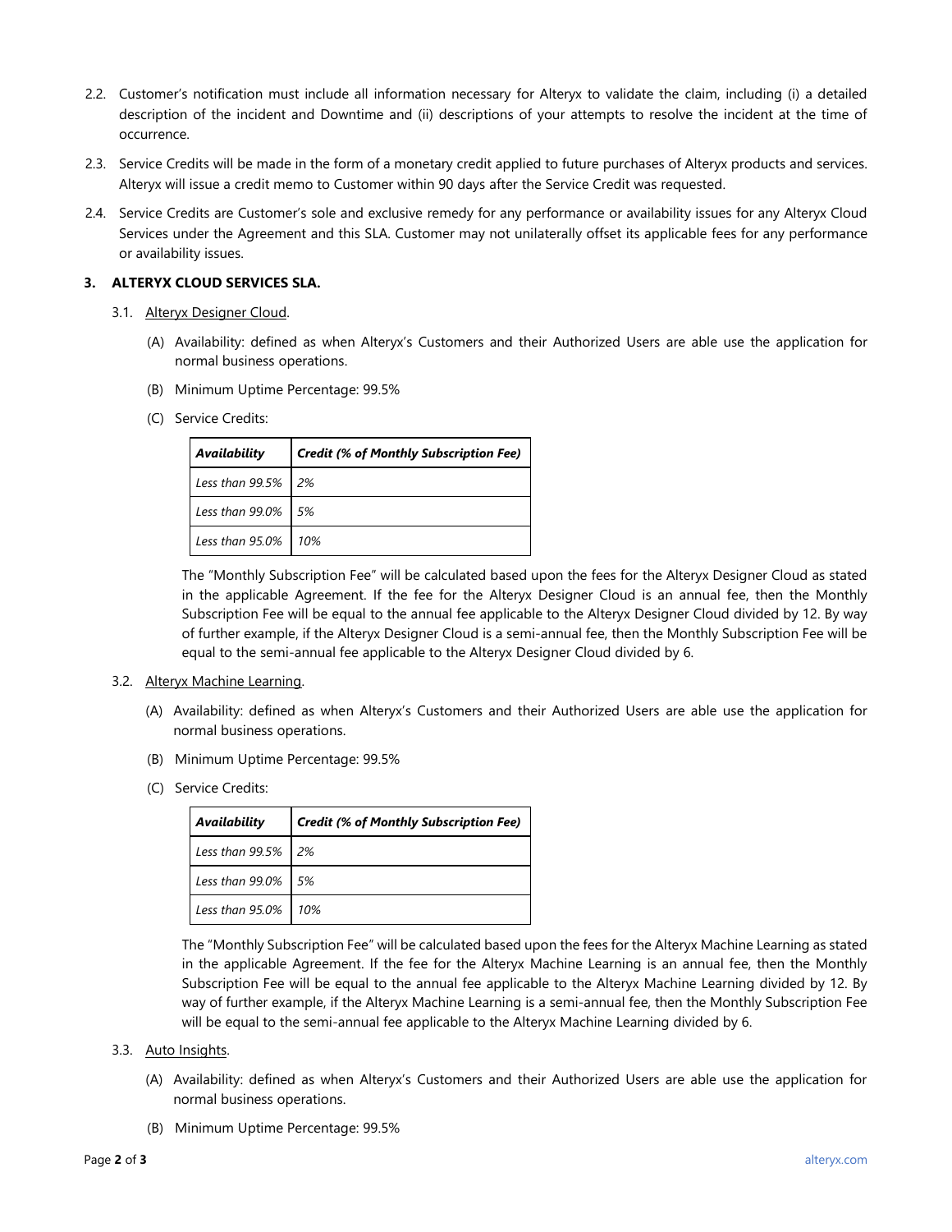2.2. Customer's notification must include all information necessary for Alteryx to validate the claim, including (i) a detailed description of the incident and Downtime and (ii) descriptions of your attempts to resolve the incident at the time of occurrence.

2.3. Service Credits will be made in the form of a monetary credit applied to future purchases of Alteryx products and services. Alteryx will issue a credit memo to Customer within 90 days after the Service Credit was requested.

2.4. Service Credits are Customer's sole and exclusive remedy for any performance or availability issues for any Alteryx Cloud Services under the Agreement and this SLA. Customer may not unilaterally offset its applicable fees for any performance or availability issues.

## 3. ALTERYX CLOUD SERVICES SLA.

3.1. Alteryx Designer Cloud.

(A) Availability: defined as when Alteryx's Customers and their Authorized Users are able use the application for normal business operations.

(B) Minimum Uptime Percentage: 99.5%

(C) Service Credits:

| *Availability* | *Credit (% of Monthly Subscription Fee)* |
|---|---|
| *Less than 99.5%* | *2%* |
| *Less than 99.0%* | *5%* |
| *Less than 95.0%* | *10%* |

The "Monthly Subscription Fee" will be calculated based upon the fees for the Alteryx Designer Cloud as stated in the applicable Agreement. If the fee for the Alteryx Designer Cloud is an annual fee, then the Monthly Subscription Fee will be equal to the annual fee applicable to the Alteryx Designer Cloud divided by 12. By way of further example, if the Alteryx Designer Cloud is a semi-annual fee, then the Monthly Subscription Fee will be equal to the semi-annual fee applicable to the Alteryx Designer Cloud divided by 6.

3.2. Alteryx Machine Learning.

(A) Availability: defined as when Alteryx's Customers and their Authorized Users are able use the application for normal business operations.

(B) Minimum Uptime Percentage: 99.5%

(C) Service Credits:

| *Availability* | *Credit (% of Monthly Subscription Fee)* |
|---|---|
| *Less than 99.5%* | *2%* |
| *Less than 99.0%* | *5%* |
| *Less than 95.0%* | *10%* |

The "Monthly Subscription Fee" will be calculated based upon the fees for the Alteryx Machine Learning as stated in the applicable Agreement. If the fee for the Alteryx Machine Learning is an annual fee, then the Monthly Subscription Fee will be equal to the annual fee applicable to the Alteryx Machine Learning divided by 12. By way of further example, if the Alteryx Machine Learning is a semi-annual fee, then the Monthly Subscription Fee will be equal to the semi-annual fee applicable to the Alteryx Machine Learning divided by 6.

3.3. Auto Insights.

(A) Availability: defined as when Alteryx's Customers and their Authorized Users are able use the application for normal business operations.

(B) Minimum Uptime Percentage: 99.5%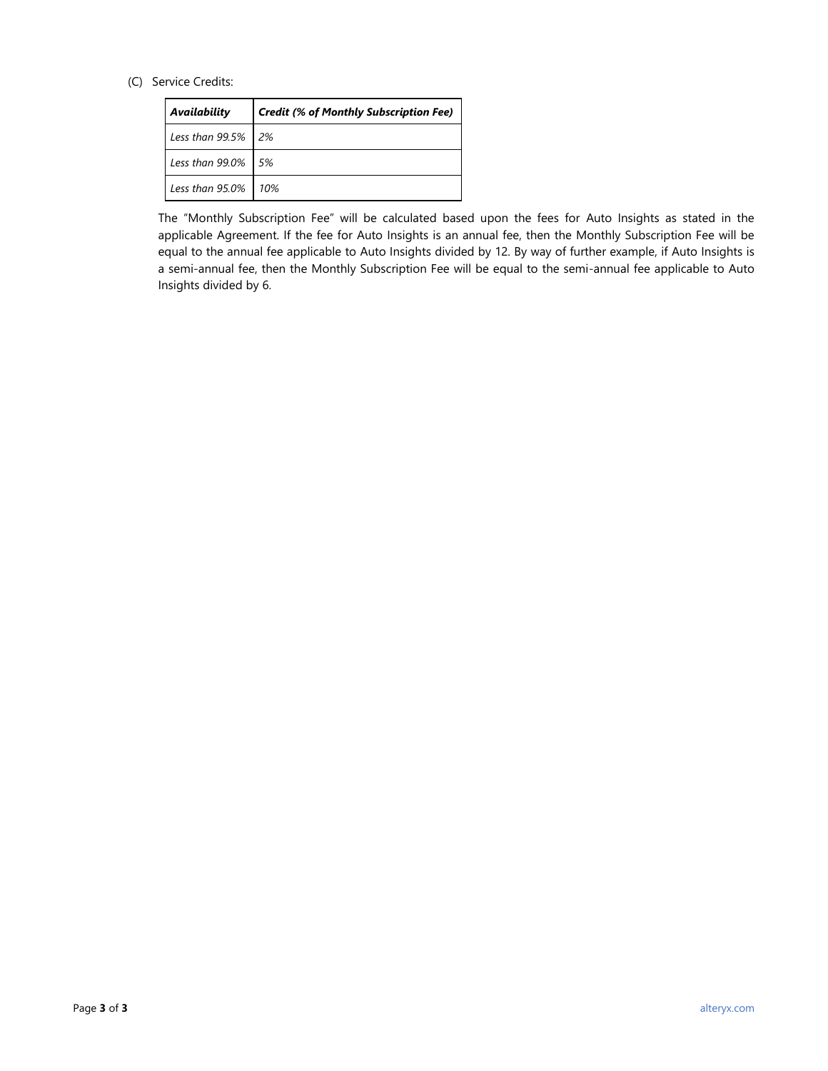(C) Service Credits:

| ***Availability*** | ***Credit (% of Monthly Subscription Fee)*** |
| --- | --- |
| *Less than 99.5%* | *2%* |
| *Less than 99.0%* | *5%* |
| *Less than 95.0%* | *10%* |

The "Monthly Subscription Fee" will be calculated based upon the fees for Auto Insights as stated in the applicable Agreement. If the fee for Auto Insights is an annual fee, then the Monthly Subscription Fee will be equal to the annual fee applicable to Auto Insights divided by 12. By way of further example, if Auto Insights is a semi-annual fee, then the Monthly Subscription Fee will be equal to the semi-annual fee applicable to Auto Insights divided by 6.